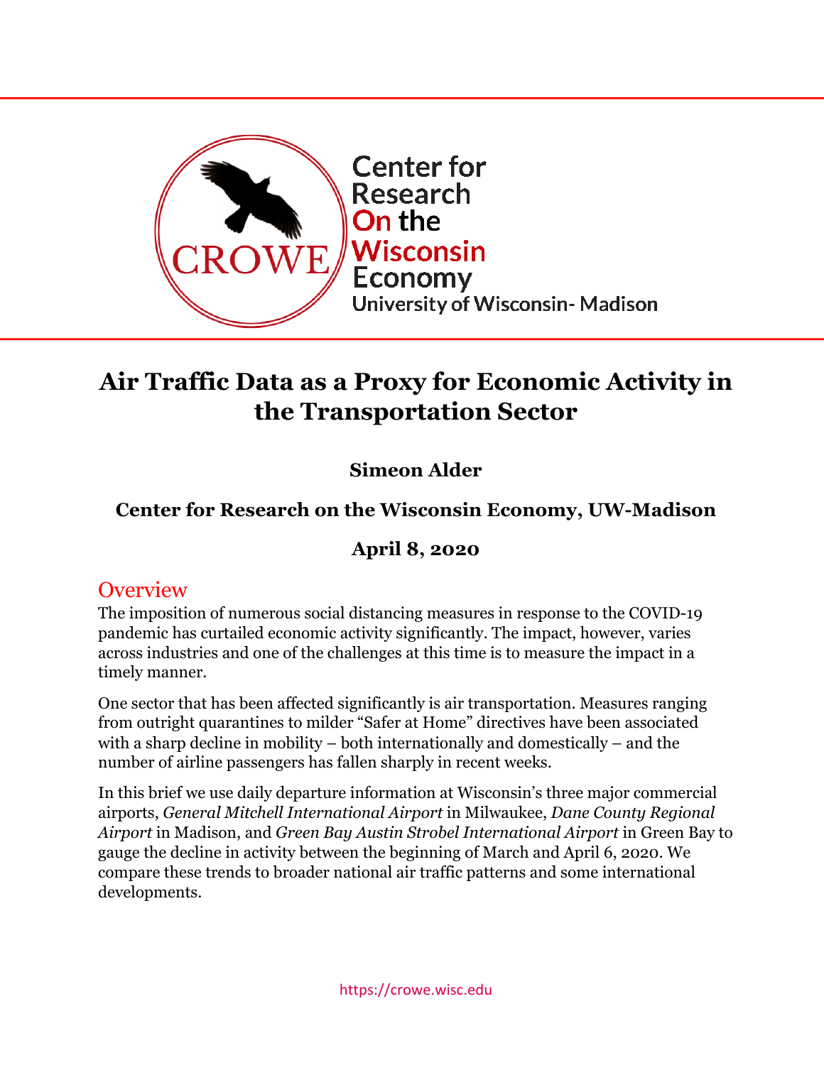Center for Research On the Wisconsin Economy
University of Wisconsin- Madison

# Air Traffic Data as a Proxy for Economic Activity in the Transportation Sector

**Simeon Alder**

**Center for Research on the Wisconsin Economy, UW-Madison**

**April 8, 2020**

## Overview

The imposition of numerous social distancing measures in response to the COVID-19 pandemic has curtailed economic activity significantly. The impact, however, varies across industries and one of the challenges at this time is to measure the impact in a timely manner.

One sector that has been affected significantly is air transportation. Measures ranging from outright quarantines to milder "Safer at Home" directives have been associated with a sharp decline in mobility – both internationally and domestically – and the number of airline passengers has fallen sharply in recent weeks.

In this brief we use daily departure information at Wisconsin's three major commercial airports, *General Mitchell International Airport* in Milwaukee, *Dane County Regional Airport* in Madison, and *Green Bay Austin Strobel International Airport* in Green Bay to gauge the decline in activity between the beginning of March and April 6, 2020. We compare these trends to broader national air traffic patterns and some international developments.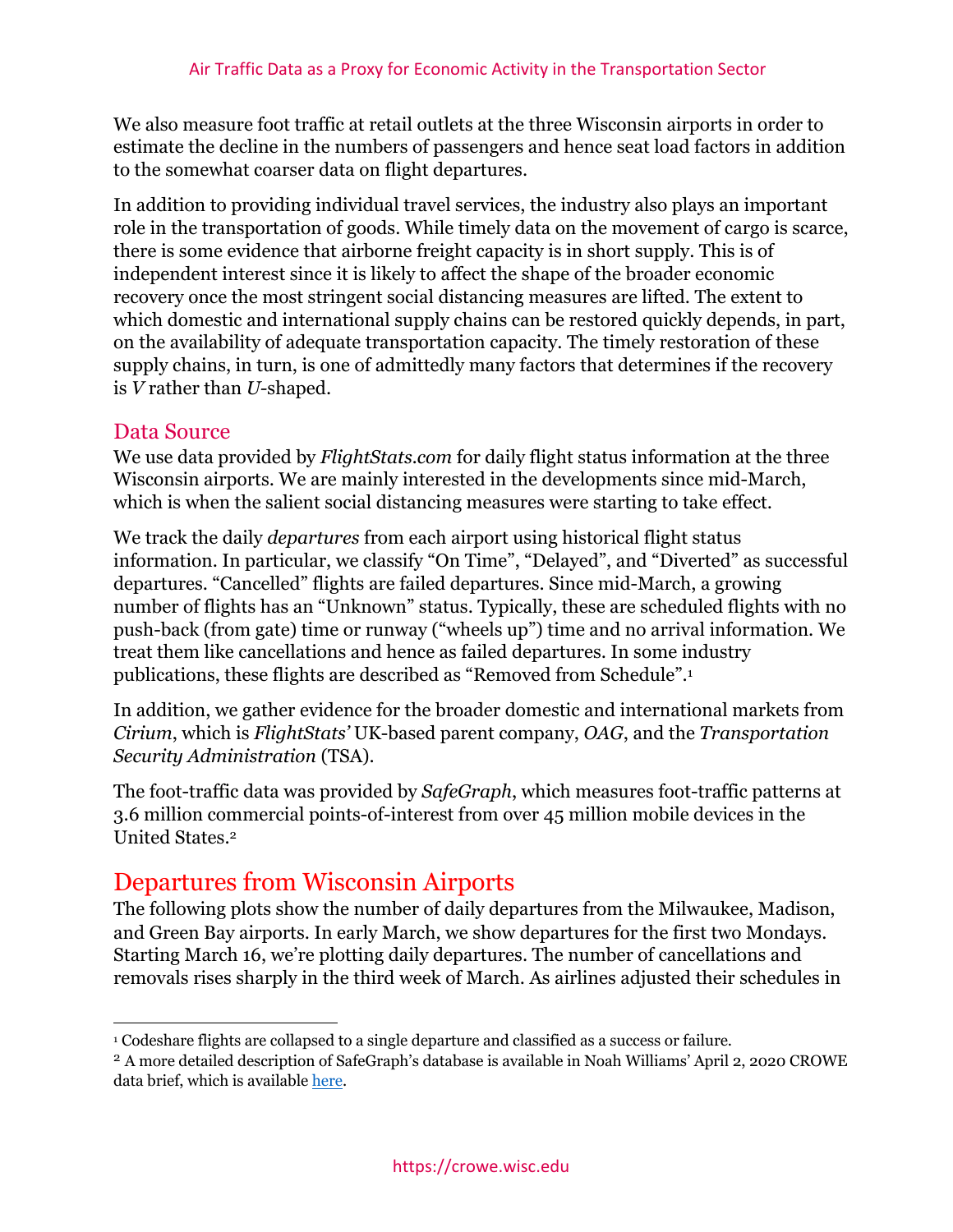We also measure foot traffic at retail outlets at the three Wisconsin airports in order to estimate the decline in the numbers of passengers and hence seat load factors in addition to the somewhat coarser data on flight departures.

In addition to providing individual travel services, the industry also plays an important role in the transportation of goods. While timely data on the movement of cargo is scarce, there is some evidence that airborne freight capacity is in short supply. This is of independent interest since it is likely to affect the shape of the broader economic recovery once the most stringent social distancing measures are lifted. The extent to which domestic and international supply chains can be restored quickly depends, in part, on the availability of adequate transportation capacity. The timely restoration of these supply chains, in turn, is one of admittedly many factors that determines if the recovery is *V* rather than *U*-shaped.

## Data Source

We use data provided by *FlightStats.com* for daily flight status information at the three Wisconsin airports. We are mainly interested in the developments since mid-March, which is when the salient social distancing measures were starting to take effect.

We track the daily *departures* from each airport using historical flight status information. In particular, we classify "On Time", "Delayed", and "Diverted" as successful departures. "Cancelled" flights are failed departures. Since mid-March, a growing number of flights has an "Unknown" status. Typically, these are scheduled flights with no push-back (from gate) time or runway ("wheels up") time and no arrival information. We treat them like cancellations and hence as failed departures. In some industry publications, these flights are described as "Removed from Schedule".[1]

In addition, we gather evidence for the broader domestic and international markets from *Cirium*, which is *FlightStats'* UK-based parent company, *OAG*, and the *Transportation Security Administration* (TSA).

The foot-traffic data was provided by *SafeGraph*, which measures foot-traffic patterns at 3.6 million commercial points-of-interest from over 45 million mobile devices in the United States.[2]

# Departures from Wisconsin Airports

The following plots show the number of daily departures from the Milwaukee, Madison, and Green Bay airports. In early March, we show departures for the first two Mondays. Starting March 16, we're plotting daily departures. The number of cancellations and removals rises sharply in the third week of March. As airlines adjusted their schedules in

---

[1] Codeshare flights are collapsed to a single departure and classified as a success or failure.

[2] A more detailed description of SafeGraph's database is available in Noah Williams' April 2, 2020 CROWE data brief, which is available here.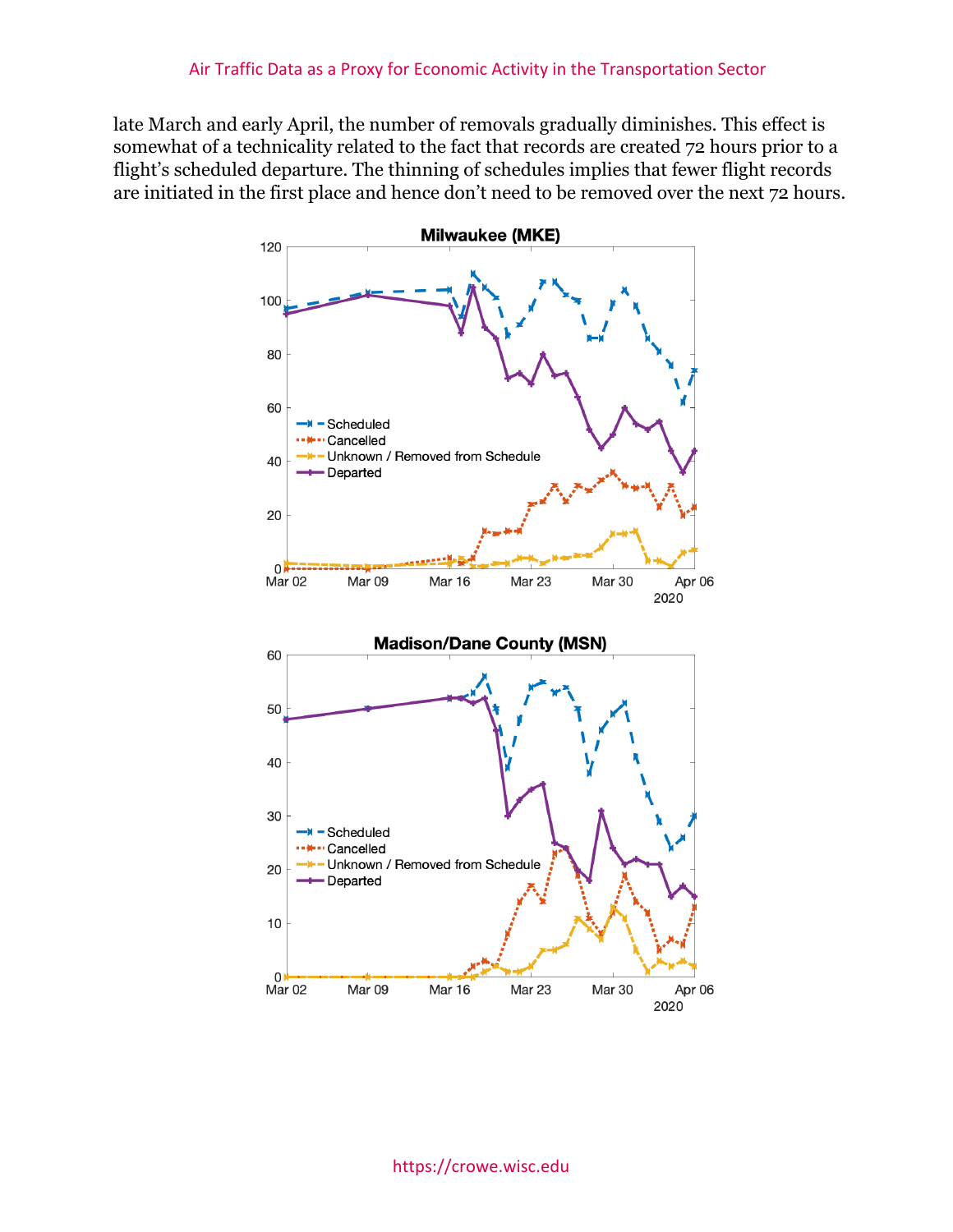late March and early April, the number of removals gradually diminishes. This effect is somewhat of a technicality related to the fact that records are created 72 hours prior to a flight's scheduled departure. The thinning of schedules implies that fewer flight records are initiated in the first place and hence don't need to be removed over the next 72 hours.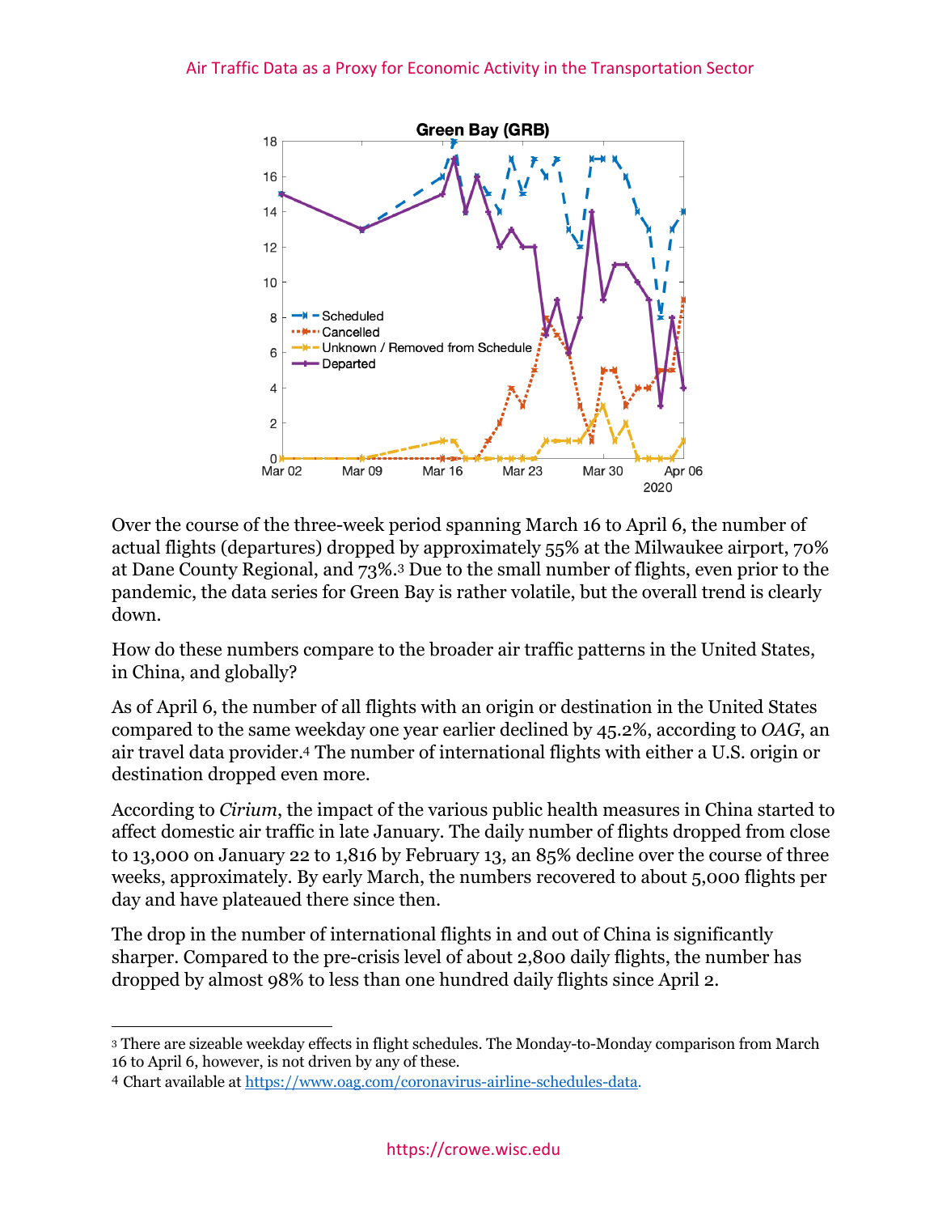Over the course of the three-week period spanning March 16 to April 6, the number of actual flights (departures) dropped by approximately 55% at the Milwaukee airport, 70% at Dane County Regional, and 73%.[3] Due to the small number of flights, even prior to the pandemic, the data series for Green Bay is rather volatile, but the overall trend is clearly down.

How do these numbers compare to the broader air traffic patterns in the United States, in China, and globally?

As of April 6, the number of all flights with an origin or destination in the United States compared to the same weekday one year earlier declined by 45.2%, according to *OAG*, an air travel data provider.[4] The number of international flights with either a U.S. origin or destination dropped even more.

According to *Cirium*, the impact of the various public health measures in China started to affect domestic air traffic in late January. The daily number of flights dropped from close to 13,000 on January 22 to 1,816 by February 13, an 85% decline over the course of three weeks, approximately. By early March, the numbers recovered to about 5,000 flights per day and have plateaued there since then.

The drop in the number of international flights in and out of China is significantly sharper. Compared to the pre-crisis level of about 2,800 daily flights, the number has dropped by almost 98% to less than one hundred daily flights since April 2.

---

[3] There are sizeable weekday effects in flight schedules. The Monday-to-Monday comparison from March 16 to April 6, however, is not driven by any of these.

[4] Chart available at https://www.oag.com/coronavirus-airline-schedules-data.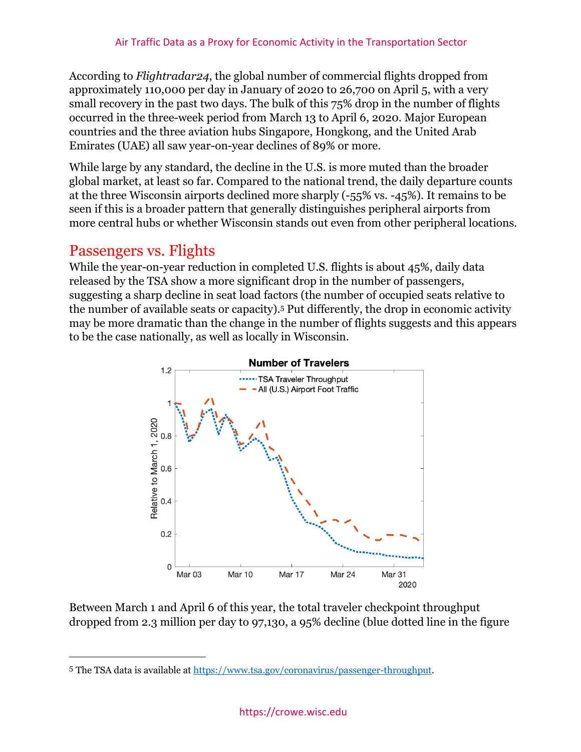According to *Flightradar24*, the global number of commercial flights dropped from approximately 110,000 per day in January of 2020 to 26,700 on April 5, with a very small recovery in the past two days. The bulk of this 75% drop in the number of flights occurred in the three-week period from March 13 to April 6, 2020. Major European countries and the three aviation hubs Singapore, Hongkong, and the United Arab Emirates (UAE) all saw year-on-year declines of 89% or more.

While large by any standard, the decline in the U.S. is more muted than the broader global market, at least so far. Compared to the national trend, the daily departure counts at the three Wisconsin airports declined more sharply (-55% vs. -45%). It remains to be seen if this is a broader pattern that generally distinguishes peripheral airports from more central hubs or whether Wisconsin stands out even from other peripheral locations.

## Passengers vs. Flights

While the year-on-year reduction in completed U.S. flights is about 45%, daily data released by the TSA show a more significant drop in the number of passengers, suggesting a sharp decline in seat load factors (the number of occupied seats relative to the number of available seats or capacity).[5] Put differently, the drop in economic activity may be more dramatic than the change in the number of flights suggests and this appears to be the case nationally, as well as locally in Wisconsin.

Between March 1 and April 6 of this year, the total traveler checkpoint throughput dropped from 2.3 million per day to 97,130, a 95% decline (blue dotted line in the figure

---

[5] The TSA data is available at https://www.tsa.gov/coronavirus/passenger-throughput.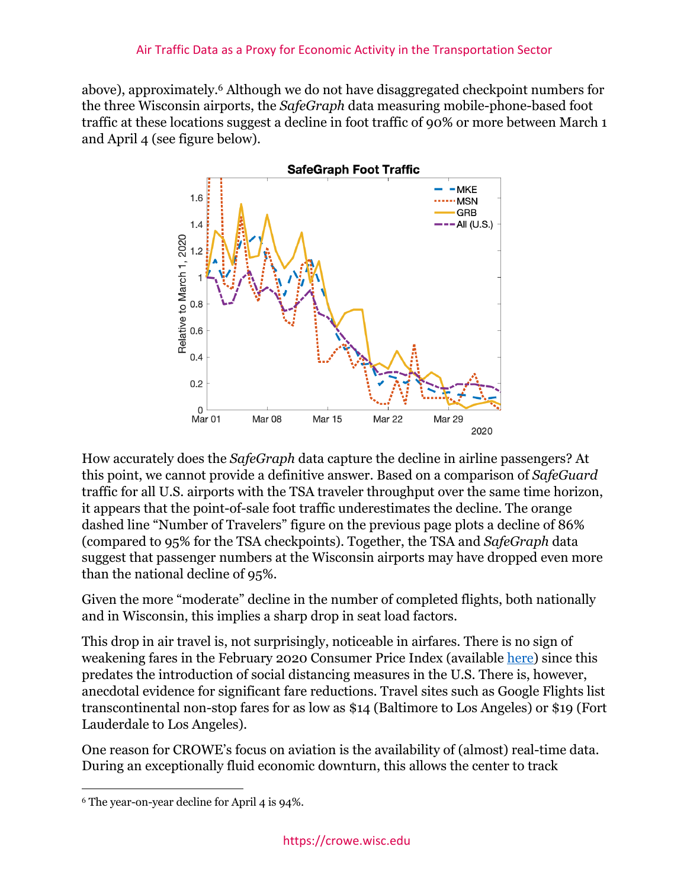above), approximately.[6] Although we do not have disaggregated checkpoint numbers for the three Wisconsin airports, the *SafeGraph* data measuring mobile-phone-based foot traffic at these locations suggest a decline in foot traffic of 90% or more between March 1 and April 4 (see figure below).

How accurately does the *SafeGraph* data capture the decline in airline passengers? At this point, we cannot provide a definitive answer. Based on a comparison of *SafeGuard* traffic for all U.S. airports with the TSA traveler throughput over the same time horizon, it appears that the point-of-sale foot traffic underestimates the decline. The orange dashed line "Number of Travelers" figure on the previous page plots a decline of 86% (compared to 95% for the TSA checkpoints). Together, the TSA and *SafeGraph* data suggest that passenger numbers at the Wisconsin airports may have dropped even more than the national decline of 95%.

Given the more "moderate" decline in the number of completed flights, both nationally and in Wisconsin, this implies a sharp drop in seat load factors.

This drop in air travel is, not surprisingly, noticeable in airfares. There is no sign of weakening fares in the February 2020 Consumer Price Index (available [here](here)) since this predates the introduction of social distancing measures in the U.S. There is, however, anecdotal evidence for significant fare reductions. Travel sites such as Google Flights list transcontinental non-stop fares for as low as $14 (Baltimore to Los Angeles) or $19 (Fort Lauderdale to Los Angeles).

One reason for CROWE's focus on aviation is the availability of (almost) real-time data. During an exceptionally fluid economic downturn, this allows the center to track

[6] The year-on-year decline for April 4 is 94%.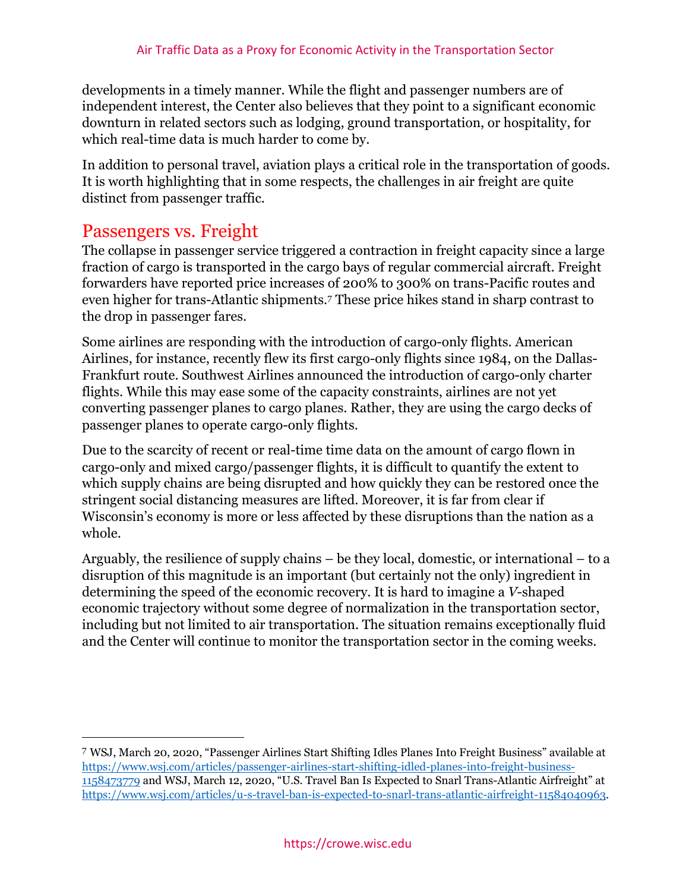developments in a timely manner. While the flight and passenger numbers are of independent interest, the Center also believes that they point to a significant economic downturn in related sectors such as lodging, ground transportation, or hospitality, for which real-time data is much harder to come by.

In addition to personal travel, aviation plays a critical role in the transportation of goods. It is worth highlighting that in some respects, the challenges in air freight are quite distinct from passenger traffic.

## Passengers vs. Freight

The collapse in passenger service triggered a contraction in freight capacity since a large fraction of cargo is transported in the cargo bays of regular commercial aircraft. Freight forwarders have reported price increases of 200% to 300% on trans-Pacific routes and even higher for trans-Atlantic shipments.[7] These price hikes stand in sharp contrast to the drop in passenger fares.

Some airlines are responding with the introduction of cargo-only flights. American Airlines, for instance, recently flew its first cargo-only flights since 1984, on the Dallas-Frankfurt route. Southwest Airlines announced the introduction of cargo-only charter flights. While this may ease some of the capacity constraints, airlines are not yet converting passenger planes to cargo planes. Rather, they are using the cargo decks of passenger planes to operate cargo-only flights.

Due to the scarcity of recent or real-time time data on the amount of cargo flown in cargo-only and mixed cargo/passenger flights, it is difficult to quantify the extent to which supply chains are being disrupted and how quickly they can be restored once the stringent social distancing measures are lifted. Moreover, it is far from clear if Wisconsin's economy is more or less affected by these disruptions than the nation as a whole.

Arguably, the resilience of supply chains – be they local, domestic, or international – to a disruption of this magnitude is an important (but certainly not the only) ingredient in determining the speed of the economic recovery. It is hard to imagine a *V*-shaped economic trajectory without some degree of normalization in the transportation sector, including but not limited to air transportation. The situation remains exceptionally fluid and the Center will continue to monitor the transportation sector in the coming weeks.

---

[7] WSJ, March 20, 2020, "Passenger Airlines Start Shifting Idles Planes Into Freight Business" available at https://www.wsj.com/articles/passenger-airlines-start-shifting-idled-planes-into-freight-business-1158473779 and WSJ, March 12, 2020, "U.S. Travel Ban Is Expected to Snarl Trans-Atlantic Airfreight" at https://www.wsj.com/articles/u-s-travel-ban-is-expected-to-snarl-trans-atlantic-airfreight-11584040963.